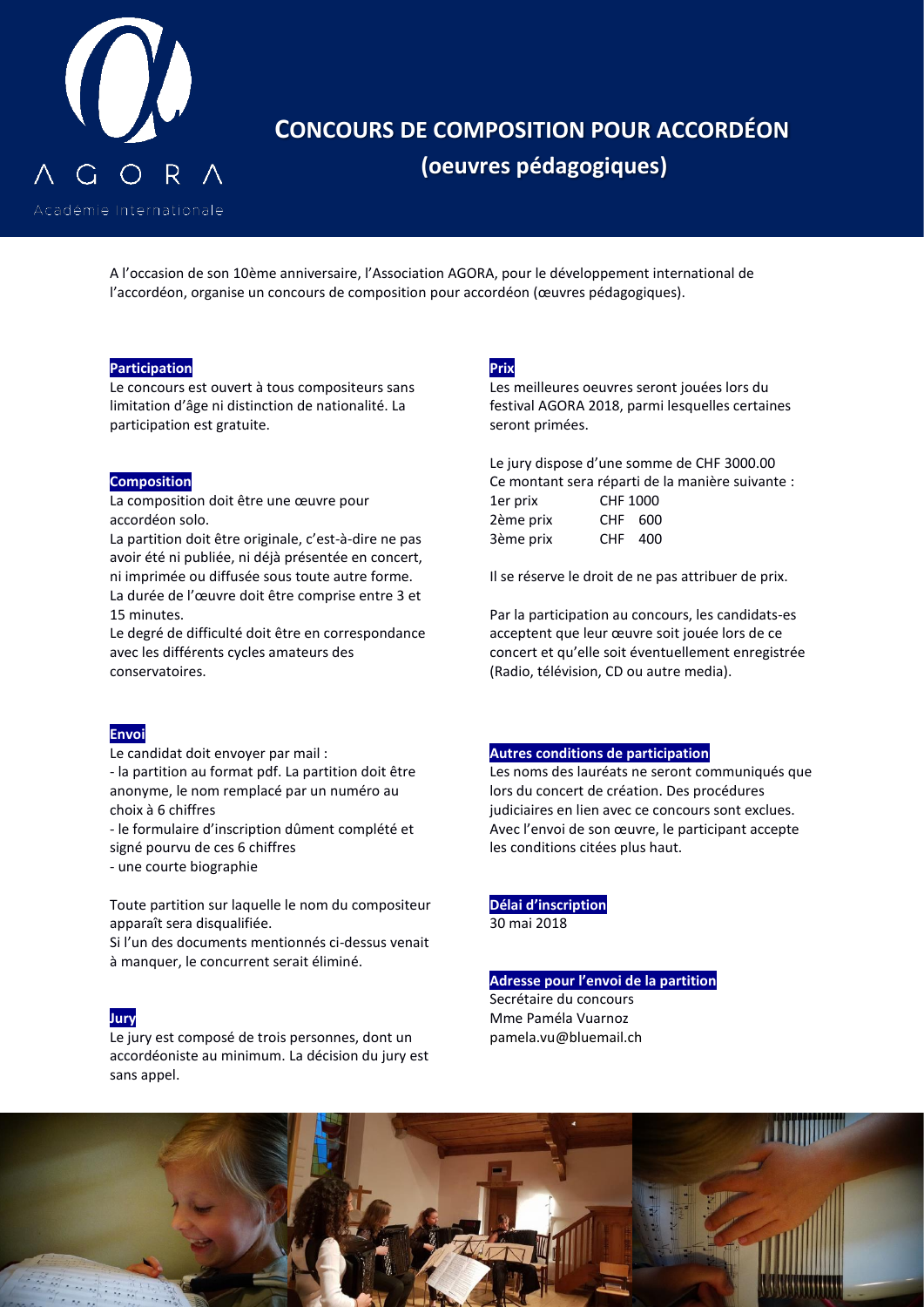AGORA

Académie Internationale

# CONCOURS DE COMPOSITION POUR ACCORDÉON
## (oeuvres pédagogiques)

A l'occasion de son 10ème anniversaire, l'Association AGORA, pour le développement international de l'accordéon, organise un concours de composition pour accordéon (œuvres pédagogiques).

### Participation

Le concours est ouvert à tous compositeurs sans limitation d'âge ni distinction de nationalité. La participation est gratuite.

### Composition

La composition doit être une œuvre pour accordéon solo.

La partition doit être originale, c'est-à-dire ne pas avoir été ni publiée, ni déjà présentée en concert, ni imprimée ou diffusée sous toute autre forme.

La durée de l'œuvre doit être comprise entre 3 et 15 minutes.

Le degré de difficulté doit être en correspondance avec les différents cycles amateurs des conservatoires.

### Envoi

Le candidat doit envoyer par mail :

- la partition au format pdf. La partition doit être anonyme, le nom remplacé par un numéro au choix à 6 chiffres
- le formulaire d'inscription dûment complété et signé pourvu de ces 6 chiffres
- une courte biographie

Toute partition sur laquelle le nom du compositeur apparaît sera disqualifiée.

Si l'un des documents mentionnés ci-dessus venait à manquer, le concurrent serait éliminé.

### Jury

Le jury est composé de trois personnes, dont un accordéoniste au minimum. La décision du jury est sans appel.

### Prix

Les meilleures oeuvres seront jouées lors du festival AGORA 2018, parmi lesquelles certaines seront primées.

Le jury dispose d'une somme de CHF 3000.00

Ce montant sera réparti de la manière suivante :

| | |
|---|---|
| 1er prix | CHF 1000 |
| 2ème prix | CHF 600 |
| 3ème prix | CHF 400 |

Il se réserve le droit de ne pas attribuer de prix.

Par la participation au concours, les candidats-es acceptent que leur œuvre soit jouée lors de ce concert et qu'elle soit éventuellement enregistrée (Radio, télévision, CD ou autre media).

### Autres conditions de participation

Les noms des lauréats ne seront communiqués que lors du concert de création. Des procédures judiciaires en lien avec ce concours sont exclues. Avec l'envoi de son œuvre, le participant accepte les conditions citées plus haut.

### Délai d'inscription

30 mai 2018

### Adresse pour l'envoi de la partition

Secrétaire du concours
Mme Paméla Vuarnoz
pamela.vu@bluemail.ch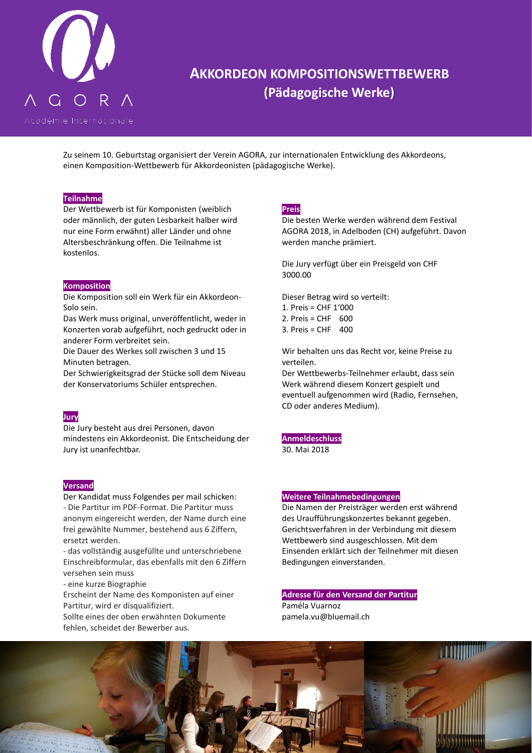# AKKORDEON KOMPOSITIONSWETTBEWERB (Pädagogische Werke)

AGORA
Académie Internationale

Zu seinem 10. Geburtstag organisiert der Verein AGORA, zur internationalen Entwicklung des Akkordeons, einen Komposition-Wettbewerb für Akkordeonisten (pädagogische Werke).

### Teilnahme

Der Wettbewerb ist für Komponisten (weiblich oder männlich, der guten Lesbarkeit halber wird nur eine Form erwähnt) aller Länder und ohne Altersbeschränkung offen. Die Teilnahme ist kostenlos.

### Komposition

Die Komposition soll ein Werk für ein Akkordeon-Solo sein.
Das Werk muss original, unveröffentlicht, weder in Konzerten vorab aufgeführt, noch gedruckt oder in anderer Form verbreitet sein.
Die Dauer des Werkes soll zwischen 3 und 15 Minuten betragen.
Der Schwierigkeitsgrad der Stücke soll dem Niveau der Konservatoriums Schüler entsprechen.

### Jury

Die Jury besteht aus drei Personen, davon mindestens ein Akkordeonist. Die Entscheidung der Jury ist unanfechtbar.

### Versand

Der Kandidat muss Folgendes per mail schicken:
- Die Partitur im PDF-Format. Die Partitur muss anonym eingereicht werden, der Name durch eine frei gewählte Nummer, bestehend aus 6 Ziffern, ersetzt werden.
- das vollständig ausgefüllte und unterschriebene Einschreibformular, das ebenfalls mit den 6 Ziffern versehen sein muss
- eine kurze Biographie

Erscheint der Name des Komponisten auf einer Partitur, wird er disqualifiziert.
Sollte eines der oben erwähnten Dokumente fehlen, scheidet der Bewerber aus.

### Preis

Die besten Werke werden während dem Festival AGORA 2018, in Adelboden (CH) aufgeführt. Davon werden manche prämiert.

Die Jury verfügt über ein Preisgeld von CHF 3000.00

Dieser Betrag wird so verteilt:
1. Preis = CHF 1'000
2. Preis = CHF 600
3. Preis = CHF 400

Wir behalten uns das Recht vor, keine Preise zu verteilen.
Der Wettbewerbs-Teilnehmer erlaubt, dass sein Werk während diesem Konzert gespielt und eventuell aufgenommen wird (Radio, Fernsehen, CD oder anderes Medium).

### Anmeldeschluss

30. Mai 2018

### Weitere Teilnahmebedingungen

Die Namen der Preisträger werden erst während des Uraufführungskonzertes bekannt gegeben. Gerichtsverfahren in der Verbindung mit diesem Wettbewerb sind ausgeschlossen. Mit dem Einsenden erklärt sich der Teilnehmer mit diesen Bedingungen einverstanden.

### Adresse für den Versand der Partitur

Paméla Vuarnoz
pamela.vu@bluemail.ch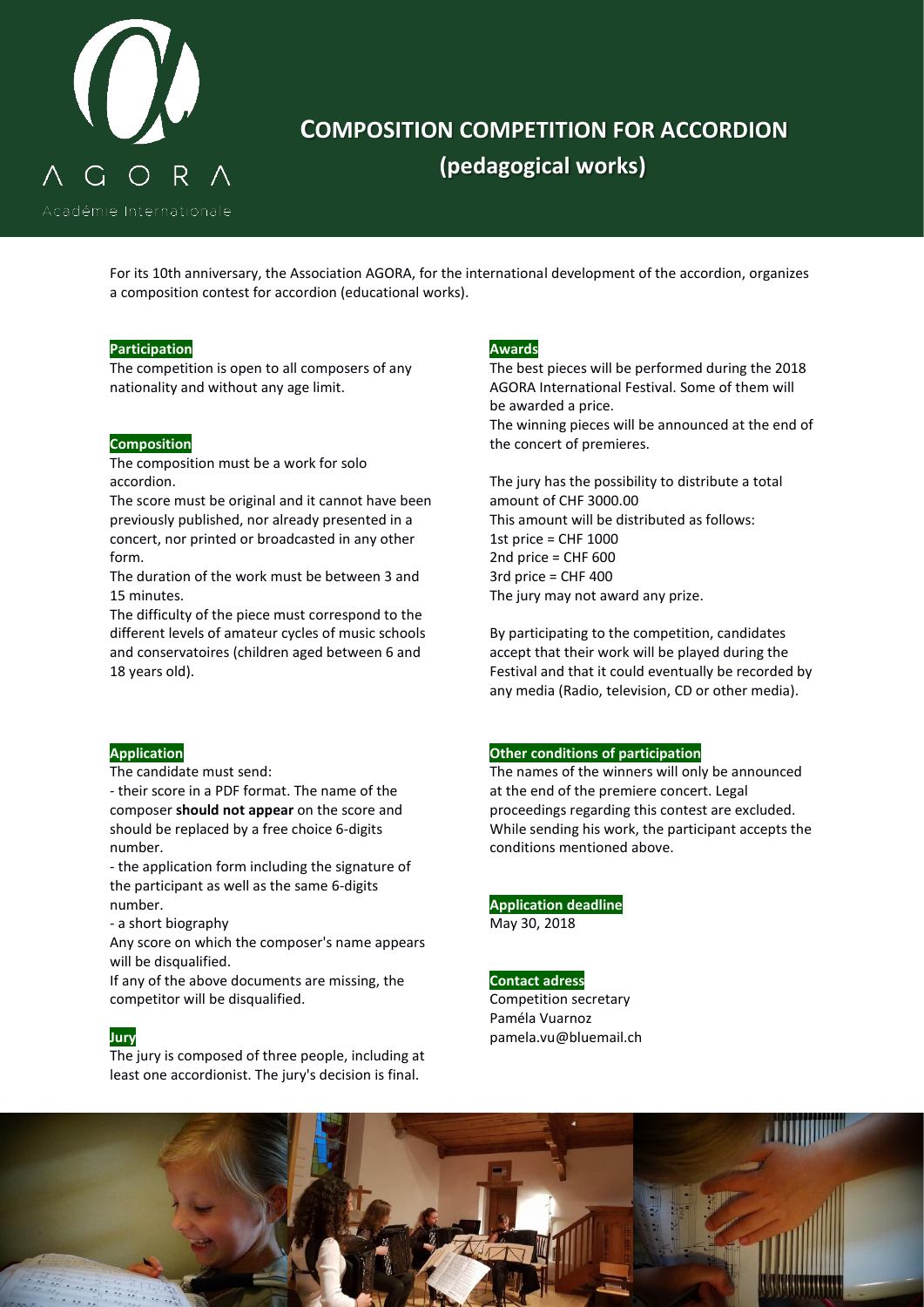AGORA

Académie Internationale

# COMPOSITION COMPETITION FOR ACCORDION

## (pedagogical works)

For its 10th anniversary, the Association AGORA, for the international development of the accordion, organizes a composition contest for accordion (educational works).

### Participation

The competition is open to all composers of any nationality and without any age limit.

### Composition

The composition must be a work for solo accordion.

The score must be original and it cannot have been previously published, nor already presented in a concert, nor printed or broadcasted in any other form.

The duration of the work must be between 3 and 15 minutes.

The difficulty of the piece must correspond to the different levels of amateur cycles of music schools and conservatoires (children aged between 6 and 18 years old).

### Application

The candidate must send:

- their score in a PDF format. The name of the composer **should not appear** on the score and should be replaced by a free choice 6-digits number.
- the application form including the signature of the participant as well as the same 6-digits number.
- a short biography

Any score on which the composer's name appears will be disqualified.

If any of the above documents are missing, the competitor will be disqualified.

### Jury

The jury is composed of three people, including at least one accordionist. The jury's decision is final.

### Awards

The best pieces will be performed during the 2018 AGORA International Festival. Some of them will be awarded a price.

The winning pieces will be announced at the end of the concert of premieres.

The jury has the possibility to distribute a total amount of CHF 3000.00

This amount will be distributed as follows:

1st price = CHF 1000

2nd price = CHF 600

3rd price = CHF 400

The jury may not award any prize.

By participating to the competition, candidates accept that their work will be played during the Festival and that it could eventually be recorded by any media (Radio, television, CD or other media).

### Other conditions of participation

The names of the winners will only be announced at the end of the premiere concert. Legal proceedings regarding this contest are excluded. While sending his work, the participant accepts the conditions mentioned above.

### Application deadline

May 30, 2018

### Contact adress

Competition secretary

Paméla Vuarnoz

pamela.vu@bluemail.ch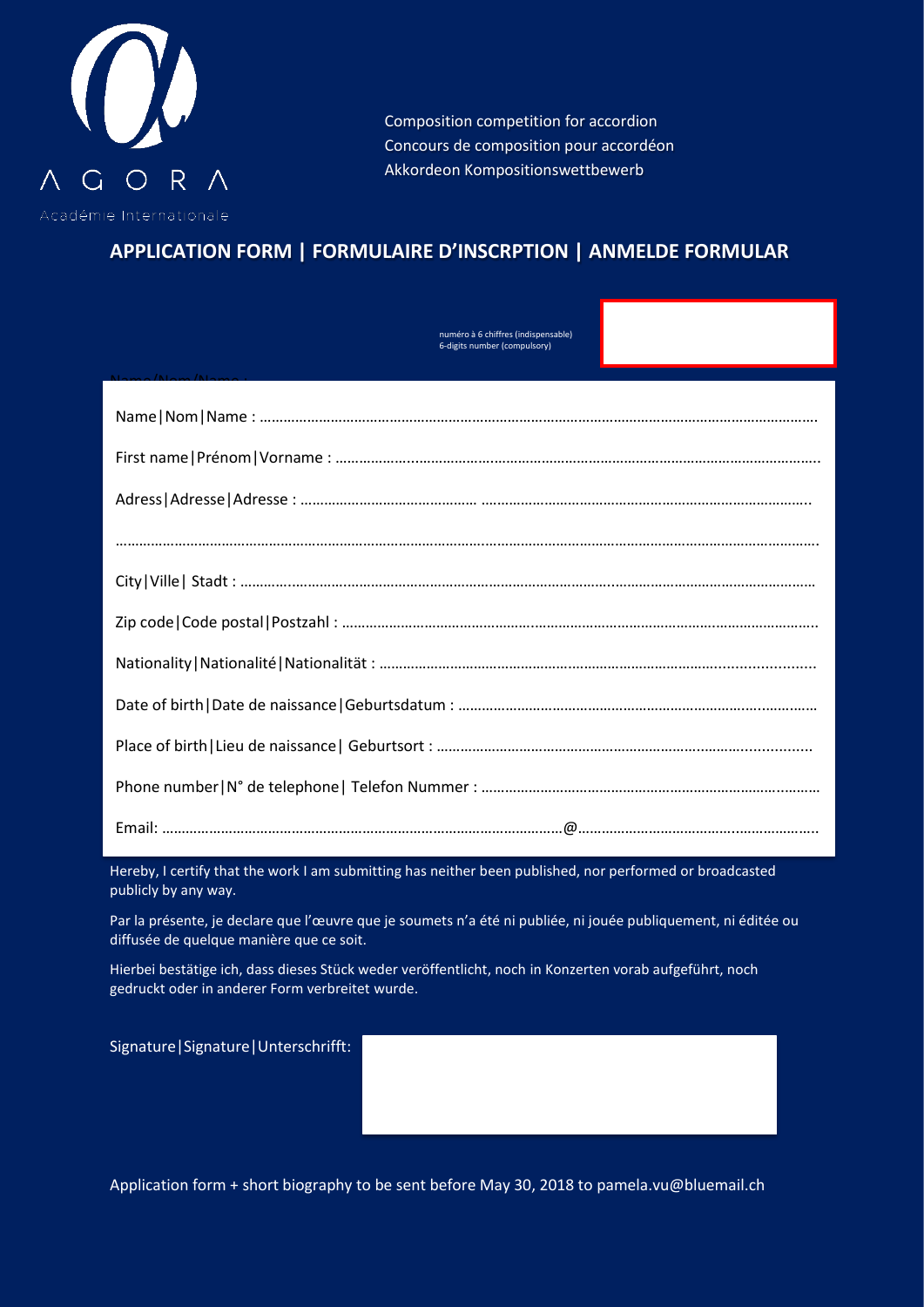AGORA

Académie Internationale

Composition competition for accordion
Concours de composition pour accordéon
Akkordeon Kompositionswettbewerb

## APPLICATION FORM | FORMULAIRE D'INSCRPTION | ANMELDE FORMULAR

numéro à 6 chiffres (indispensable)
6-digits number (compulsory)

Name/Nom/Name :

Name|Nom|Name : ……………………………………………………………………………………………………………………………

First name|Prénom|Vorname : ……………………………………………………………………………………………………………

Adress|Adresse|Adresse : ……………………………………… ……………………………………………………………………

……………………………………………………………………………………………………………………………………………………

City|Ville| Stadt : ………………………………………………………………………………………………………………………………

Zip code|Code postal|Postzahl : ………………………………………………………………………………………………………

Nationality|Nationalité|Nationalität : ……………………………………………………………………………………………

Date of birth|Date de naissance|Geburtsdatum : ………………………………………………………………………………

Place of birth|Lieu de naissance| Geburtsort : …………………………………………………………………………………

Phone number|N° de telephone| Telefon Nummer : ……………………………………………………………………………

Email: ……………………………………………………………………………………………@……………………………………………………

Hereby, I certify that the work I am submitting has neither been published, nor performed or broadcasted publicly by any way.

Par la présente, je declare que l'œuvre que je soumets n'a été ni publiée, ni jouée publiquement, ni éditée ou diffusée de quelque manière que ce soit.

Hierbei bestätige ich, dass dieses Stück weder veröffentlicht, noch in Konzerten vorab aufgeführt, noch gedruckt oder in anderer Form verbreitet wurde.

Signature|Signature|Unterschrifft:

Application form + short biography to be sent before May 30, 2018 to pamela.vu@bluemail.ch